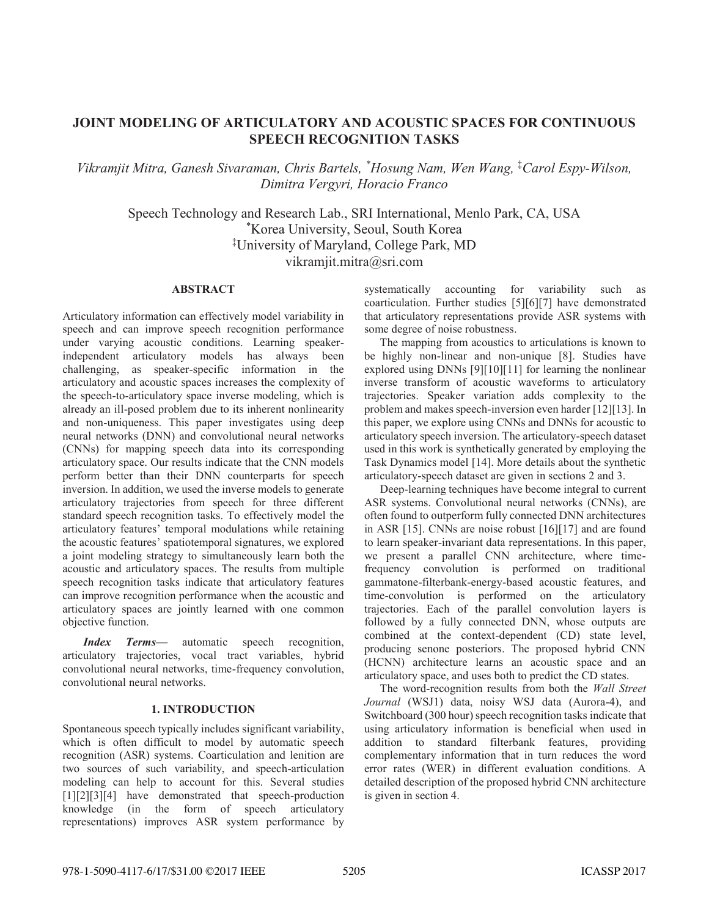# JOINT MODELING OF ARTICULATORY AND ACOUSTIC SPACES FOR CONTINUOUS SPEECH RECOGNITION TASKS

*Vikramjit Mitra, Ganesh Sivaraman, Chris Bartels, [*]Hosung Nam, Wen Wang, [‡]Carol Espy-Wilson, Dimitra Vergyri, Horacio Franco*

Speech Technology and Research Lab., SRI International, Menlo Park, CA, USA
[*]Korea University, Seoul, South Korea
[‡]University of Maryland, College Park, MD
vikramjit.mitra@sri.com

## ABSTRACT

Articulatory information can effectively model variability in speech and can improve speech recognition performance under varying acoustic conditions. Learning speaker-independent articulatory models has always been challenging, as speaker-specific information in the articulatory and acoustic spaces increases the complexity of the speech-to-articulatory space inverse modeling, which is already an ill-posed problem due to its inherent nonlinearity and non-uniqueness. This paper investigates using deep neural networks (DNN) and convolutional neural networks (CNNs) for mapping speech data into its corresponding articulatory space. Our results indicate that the CNN models perform better than their DNN counterparts for speech inversion. In addition, we used the inverse models to generate articulatory trajectories from speech for three different standard speech recognition tasks. To effectively model the articulatory features' temporal modulations while retaining the acoustic features' spatiotemporal signatures, we explored a joint modeling strategy to simultaneously learn both the acoustic and articulatory spaces. The results from multiple speech recognition tasks indicate that articulatory features can improve recognition performance when the acoustic and articulatory spaces are jointly learned with one common objective function.

***Index Terms***— automatic speech recognition, articulatory trajectories, vocal tract variables, hybrid convolutional neural networks, time-frequency convolution, convolutional neural networks.

## 1. INTRODUCTION

Spontaneous speech typically includes significant variability, which is often difficult to model by automatic speech recognition (ASR) systems. Coarticulation and lenition are two sources of such variability, and speech-articulation modeling can help to account for this. Several studies [1][2][3][4] have demonstrated that speech-production knowledge (in the form of speech articulatory representations) improves ASR system performance by systematically accounting for variability such as coarticulation. Further studies [5][6][7] have demonstrated that articulatory representations provide ASR systems with some degree of noise robustness.

The mapping from acoustics to articulations is known to be highly non-linear and non-unique [8]. Studies have explored using DNNs [9][10][11] for learning the nonlinear inverse transform of acoustic waveforms to articulatory trajectories. Speaker variation adds complexity to the problem and makes speech-inversion even harder [12][13]. In this paper, we explore using CNNs and DNNs for acoustic to articulatory speech inversion. The articulatory-speech dataset used in this work is synthetically generated by employing the Task Dynamics model [14]. More details about the synthetic articulatory-speech dataset are given in sections 2 and 3.

Deep-learning techniques have become integral to current ASR systems. Convolutional neural networks (CNNs), are often found to outperform fully connected DNN architectures in ASR [15]. CNNs are noise robust [16][17] and are found to learn speaker-invariant data representations. In this paper, we present a parallel CNN architecture, where time-frequency convolution is performed on traditional gammatone-filterbank-energy-based acoustic features, and time-convolution is performed on the articulatory trajectories. Each of the parallel convolution layers is followed by a fully connected DNN, whose outputs are combined at the context-dependent (CD) state level, producing senone posteriors. The proposed hybrid CNN (HCNN) architecture learns an acoustic space and an articulatory space, and uses both to predict the CD states.

The word-recognition results from both the *Wall Street Journal* (WSJ1) data, noisy WSJ data (Aurora-4), and Switchboard (300 hour) speech recognition tasks indicate that using articulatory information is beneficial when used in addition to standard filterbank features, providing complementary information that in turn reduces the word error rates (WER) in different evaluation conditions. A detailed description of the proposed hybrid CNN architecture is given in section 4.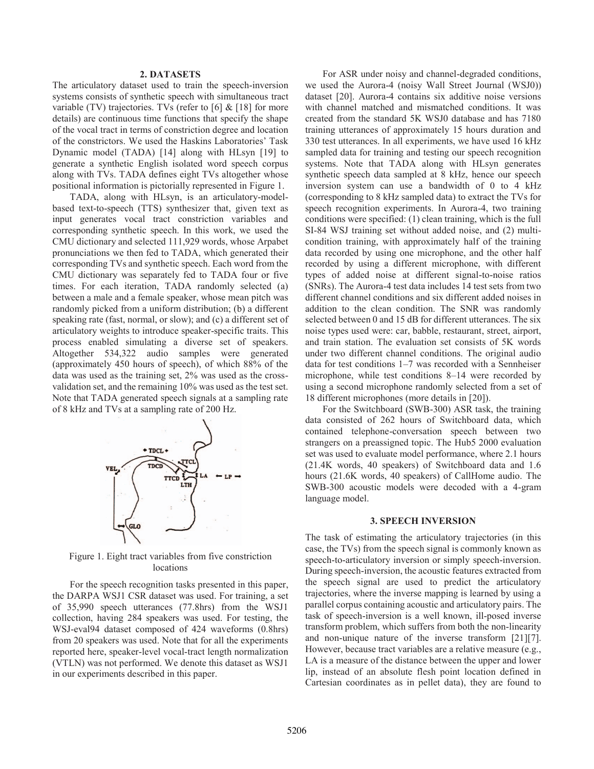## 2. DATASETS

The articulatory dataset used to train the speech-inversion systems consists of synthetic speech with simultaneous tract variable (TV) trajectories. TVs (refer to [6] & [18] for more details) are continuous time functions that specify the shape of the vocal tract in terms of constriction degree and location of the constrictors. We used the Haskins Laboratories' Task Dynamic model (TADA) [14] along with HLsyn [19] to generate a synthetic English isolated word speech corpus along with TVs. TADA defines eight TVs altogether whose positional information is pictorially represented in Figure 1.

TADA, along with HLsyn, is an articulatory-model-based text-to-speech (TTS) synthesizer that, given text as input generates vocal tract constriction variables and corresponding synthetic speech. In this work, we used the CMU dictionary and selected 111,929 words, whose Arpabet pronunciations we then fed to TADA, which generated their corresponding TVs and synthetic speech. Each word from the CMU dictionary was separately fed to TADA four or five times. For each iteration, TADA randomly selected (a) between a male and a female speaker, whose mean pitch was randomly picked from a uniform distribution; (b) a different speaking rate (fast, normal, or slow); and (c) a different set of articulatory weights to introduce speaker-specific traits. This process enabled simulating a diverse set of speakers. Altogether 534,322 audio samples were generated (approximately 450 hours of speech), of which 88% of the data was used as the training set, 2% was used as the cross-validation set, and the remaining 10% was used as the test set. Note that TADA generated speech signals at a sampling rate of 8 kHz and TVs at a sampling rate of 200 Hz.

Figure 1. Eight tract variables from five constriction locations

For the speech recognition tasks presented in this paper, the DARPA WSJ1 CSR dataset was used. For training, a set of 35,990 speech utterances (77.8hrs) from the WSJ1 collection, having 284 speakers was used. For testing, the WSJ-eval94 dataset composed of 424 waveforms (0.8hrs) from 20 speakers was used. Note that for all the experiments reported here, speaker-level vocal-tract length normalization (VTLN) was not performed. We denote this dataset as WSJ1 in our experiments described in this paper.

For ASR under noisy and channel-degraded conditions, we used the Aurora-4 (noisy Wall Street Journal (WSJ0)) dataset [20]. Aurora-4 contains six additive noise versions with channel matched and mismatched conditions. It was created from the standard 5K WSJ0 database and has 7180 training utterances of approximately 15 hours duration and 330 test utterances. In all experiments, we have used 16 kHz sampled data for training and testing our speech recognition systems. Note that TADA along with HLsyn generates synthetic speech data sampled at 8 kHz, hence our speech inversion system can use a bandwidth of 0 to 4 kHz (corresponding to 8 kHz sampled data) to extract the TVs for speech recognition experiments. In Aurora-4, two training conditions were specified: (1) clean training, which is the full SI-84 WSJ training set without added noise, and (2) multi-condition training, with approximately half of the training data recorded by using one microphone, and the other half recorded by using a different microphone, with different types of added noise at different signal-to-noise ratios (SNRs). The Aurora-4 test data includes 14 test sets from two different channel conditions and six different added noises in addition to the clean condition. The SNR was randomly selected between 0 and 15 dB for different utterances. The six noise types used were: car, babble, restaurant, street, airport, and train station. The evaluation set consists of 5K words under two different channel conditions. The original audio data for test conditions 1–7 was recorded with a Sennheiser microphone, while test conditions 8–14 were recorded by using a second microphone randomly selected from a set of 18 different microphones (more details in [20]).

For the Switchboard (SWB-300) ASR task, the training data consisted of 262 hours of Switchboard data, which contained telephone-conversation speech between two strangers on a preassigned topic. The Hub5 2000 evaluation set was used to evaluate model performance, where 2.1 hours (21.4K words, 40 speakers) of Switchboard data and 1.6 hours (21.6K words, 40 speakers) of CallHome audio. The SWB-300 acoustic models were decoded with a 4-gram language model.

## 3. SPEECH INVERSION

The task of estimating the articulatory trajectories (in this case, the TVs) from the speech signal is commonly known as speech-to-articulatory inversion or simply speech-inversion. During speech-inversion, the acoustic features extracted from the speech signal are used to predict the articulatory trajectories, where the inverse mapping is learned by using a parallel corpus containing acoustic and articulatory pairs. The task of speech-inversion is a well known, ill-posed inverse transform problem, which suffers from both the non-linearity and non-unique nature of the inverse transform [21][7]. However, because tract variables are a relative measure (e.g., LA is a measure of the distance between the upper and lower lip, instead of an absolute flesh point location defined in Cartesian coordinates as in pellet data), they are found to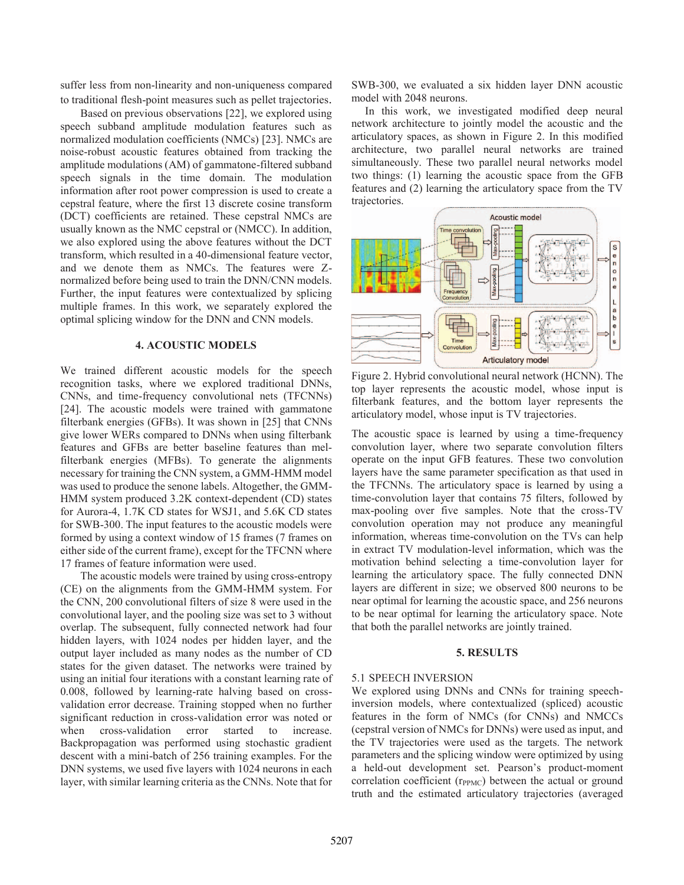suffer less from non-linearity and non-uniqueness compared to traditional flesh-point measures such as pellet trajectories.

Based on previous observations [22], we explored using speech subband amplitude modulation features such as normalized modulation coefficients (NMCs) [23]. NMCs are noise-robust acoustic features obtained from tracking the amplitude modulations (AM) of gammatone-filtered subband speech signals in the time domain. The modulation information after root power compression is used to create a cepstral feature, where the first 13 discrete cosine transform (DCT) coefficients are retained. These cepstral NMCs are usually known as the NMC cepstral or (NMCC). In addition, we also explored using the above features without the DCT transform, which resulted in a 40-dimensional feature vector, and we denote them as NMCs. The features were Z-normalized before being used to train the DNN/CNN models. Further, the input features were contextualized by splicing multiple frames. In this work, we separately explored the optimal splicing window for the DNN and CNN models.

## 4. ACOUSTIC MODELS

We trained different acoustic models for the speech recognition tasks, where we explored traditional DNNs, CNNs, and time-frequency convolutional nets (TFCNNs) [24]. The acoustic models were trained with gammatone filterbank energies (GFBs). It was shown in [25] that CNNs give lower WERs compared to DNNs when using filterbank features and GFBs are better baseline features than mel-filterbank energies (MFBs). To generate the alignments necessary for training the CNN system, a GMM-HMM model was used to produce the senone labels. Altogether, the GMM-HMM system produced 3.2K context-dependent (CD) states for Aurora-4, 1.7K CD states for WSJ1, and 5.6K CD states for SWB-300. The input features to the acoustic models were formed by using a context window of 15 frames (7 frames on either side of the current frame), except for the TFCNN where 17 frames of feature information were used.

The acoustic models were trained by using cross-entropy (CE) on the alignments from the GMM-HMM system. For the CNN, 200 convolutional filters of size 8 were used in the convolutional layer, and the pooling size was set to 3 without overlap. The subsequent, fully connected network had four hidden layers, with 1024 nodes per hidden layer, and the output layer included as many nodes as the number of CD states for the given dataset. The networks were trained by using an initial four iterations with a constant learning rate of 0.008, followed by learning-rate halving based on cross-validation error decrease. Training stopped when no further significant reduction in cross-validation error was noted or when cross-validation error started to increase. Backpropagation was performed using stochastic gradient descent with a mini-batch of 256 training examples. For the DNN systems, we used five layers with 1024 neurons in each layer, with similar learning criteria as the CNNs. Note that for SWB-300, we evaluated a six hidden layer DNN acoustic model with 2048 neurons.

In this work, we investigated modified deep neural network architecture to jointly model the acoustic and the articulatory spaces, as shown in Figure 2. In this modified architecture, two parallel neural networks are trained simultaneously. These two parallel neural networks model two things: (1) learning the acoustic space from the GFB features and (2) learning the articulatory space from the TV trajectories.

Figure 2. Hybrid convolutional neural network (HCNN). The top layer represents the acoustic model, whose input is filterbank features, and the bottom layer represents the articulatory model, whose input is TV trajectories.

The acoustic space is learned by using a time-frequency convolution layer, where two separate convolution filters operate on the input GFB features. These two convolution layers have the same parameter specification as that used in the TFCNNs. The articulatory space is learned by using a time-convolution layer that contains 75 filters, followed by max-pooling over five samples. Note that the cross-TV convolution operation may not produce any meaningful information, whereas time-convolution on the TVs can help in extract TV modulation-level information, which was the motivation behind selecting a time-convolution layer for learning the articulatory space. The fully connected DNN layers are different in size; we observed 800 neurons to be near optimal for learning the acoustic space, and 256 neurons to be near optimal for learning the articulatory space. Note that both the parallel networks are jointly trained.

## 5. RESULTS

### 5.1 SPEECH INVERSION

We explored using DNNs and CNNs for training speech-inversion models, where contextualized (spliced) acoustic features in the form of NMCs (for CNNs) and NMCCs (cepstral version of NMCs for DNNs) were used as input, and the TV trajectories were used as the targets. The network parameters and the splicing window were optimized by using a held-out development set. Pearson's product-moment correlation coefficient ($r_{PPMC}$) between the actual or ground truth and the estimated articulatory trajectories (averaged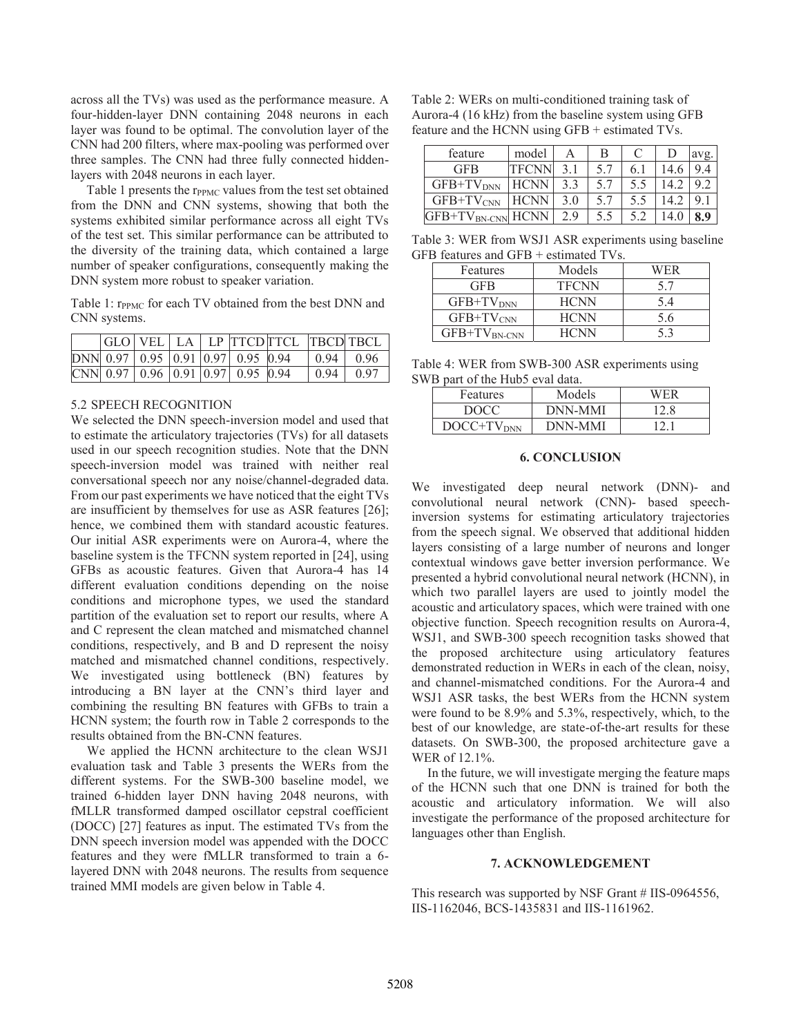across all the TVs) was used as the performance measure. A four-hidden-layer DNN containing 2048 neurons in each layer was found to be optimal. The convolution layer of the CNN had 200 filters, where max-pooling was performed over three samples. The CNN had three fully connected hidden-layers with 2048 neurons in each layer.

Table 1 presents the $r_{PPMC}$ values from the test set obtained from the DNN and CNN systems, showing that both the systems exhibited similar performance across all eight TVs of the test set. This similar performance can be attributed to the diversity of the training data, which contained a large number of speaker configurations, consequently making the DNN system more robust to speaker variation.

Table 1: $r_{PPMC}$ for each TV obtained from the best DNN and CNN systems.

| | GLO | VEL | LA | LP | TTCD | TTCL | TBCD | TBCL |
|---|---|---|---|---|---|---|---|---|
| DNN | 0.97 | 0.95 | 0.91 | 0.97 | 0.95 | 0.94 | 0.94 | 0.96 |
| CNN | 0.97 | 0.96 | 0.91 | 0.97 | 0.95 | 0.94 | 0.94 | 0.97 |

### 5.2 SPEECH RECOGNITION

We selected the DNN speech-inversion model and used that to estimate the articulatory trajectories (TVs) for all datasets used in our speech recognition studies. Note that the DNN speech-inversion model was trained with neither real conversational speech nor any noise/channel-degraded data. From our past experiments we have noticed that the eight TVs are insufficient by themselves for use as ASR features [26]; hence, we combined them with standard acoustic features. Our initial ASR experiments were on Aurora-4, where the baseline system is the TFCNN system reported in [24], using GFBs as acoustic features. Given that Aurora-4 has 14 different evaluation conditions depending on the noise conditions and microphone types, we used the standard partition of the evaluation set to report our results, where A and C represent the clean matched and mismatched channel conditions, respectively, and B and D represent the noisy matched and mismatched channel conditions, respectively. We investigated using bottleneck (BN) features by introducing a BN layer at the CNN's third layer and combining the resulting BN features with GFBs to train a HCNN system; the fourth row in Table 2 corresponds to the results obtained from the BN-CNN features.

We applied the HCNN architecture to the clean WSJ1 evaluation task and Table 3 presents the WERs from the different systems. For the SWB-300 baseline model, we trained 6-hidden layer DNN having 2048 neurons, with fMLLR transformed damped oscillator cepstral coefficient (DOCC) [27] features as input. The estimated TVs from the DNN speech inversion model was appended with the DOCC features and they were fMLLR transformed to train a 6-layered DNN with 2048 neurons. The results from sequence trained MMI models are given below in Table 4.

Table 2: WERs on multi-conditioned training task of Aurora-4 (16 kHz) from the baseline system using GFB feature and the HCNN using GFB + estimated TVs.

| feature | model | A | B | C | D | avg. |
|---|---|---|---|---|---|---|
| GFB | TFCNN | 3.1 | 5.7 | 6.1 | 14.6 | 9.4 |
| GFB+$TV_{DNN}$ | HCNN | 3.3 | 5.7 | 5.5 | 14.2 | 9.2 |
| GFB+$TV_{CNN}$ | HCNN | 3.0 | 5.7 | 5.5 | 14.2 | 9.1 |
| GFB+$TV_{BN\text{-}CNN}$ | HCNN | 2.9 | 5.5 | 5.2 | 14.0 | **8.9** |

Table 3: WER from WSJ1 ASR experiments using baseline GFB features and GFB + estimated TVs.

| Features | Models | WER |
|---|---|---|
| GFB | TFCNN | 5.7 |
| GFB+$TV_{DNN}$ | HCNN | 5.4 |
| GFB+$TV_{CNN}$ | HCNN | 5.6 |
| GFB+$TV_{BN\text{-}CNN}$ | HCNN | 5.3 |

Table 4: WER from SWB-300 ASR experiments using SWB part of the Hub5 eval data.

| Features | Models | WER |
|---|---|---|
| DOCC | DNN-MMI | 12.8 |
| DOCC+$TV_{DNN}$ | DNN-MMI | 12.1 |

## 6. CONCLUSION

We investigated deep neural network (DNN)- and convolutional neural network (CNN)- based speech-inversion systems for estimating articulatory trajectories from the speech signal. We observed that additional hidden layers consisting of a large number of neurons and longer contextual windows gave better inversion performance. We presented a hybrid convolutional neural network (HCNN), in which two parallel layers are used to jointly model the acoustic and articulatory spaces, which were trained with one objective function. Speech recognition results on Aurora-4, WSJ1, and SWB-300 speech recognition tasks showed that the proposed architecture using articulatory features demonstrated reduction in WERs in each of the clean, noisy, and channel-mismatched conditions. For the Aurora-4 and WSJ1 ASR tasks, the best WERs from the HCNN system were found to be 8.9% and 5.3%, respectively, which, to the best of our knowledge, are state-of-the-art results for these datasets. On SWB-300, the proposed architecture gave a WER of 12.1%.

In the future, we will investigate merging the feature maps of the HCNN such that one DNN is trained for both the acoustic and articulatory information. We will also investigate the performance of the proposed architecture for languages other than English.

## 7. ACKNOWLEDGEMENT

This research was supported by NSF Grant # IIS-0964556, IIS-1162046, BCS-1435831 and IIS-1161962.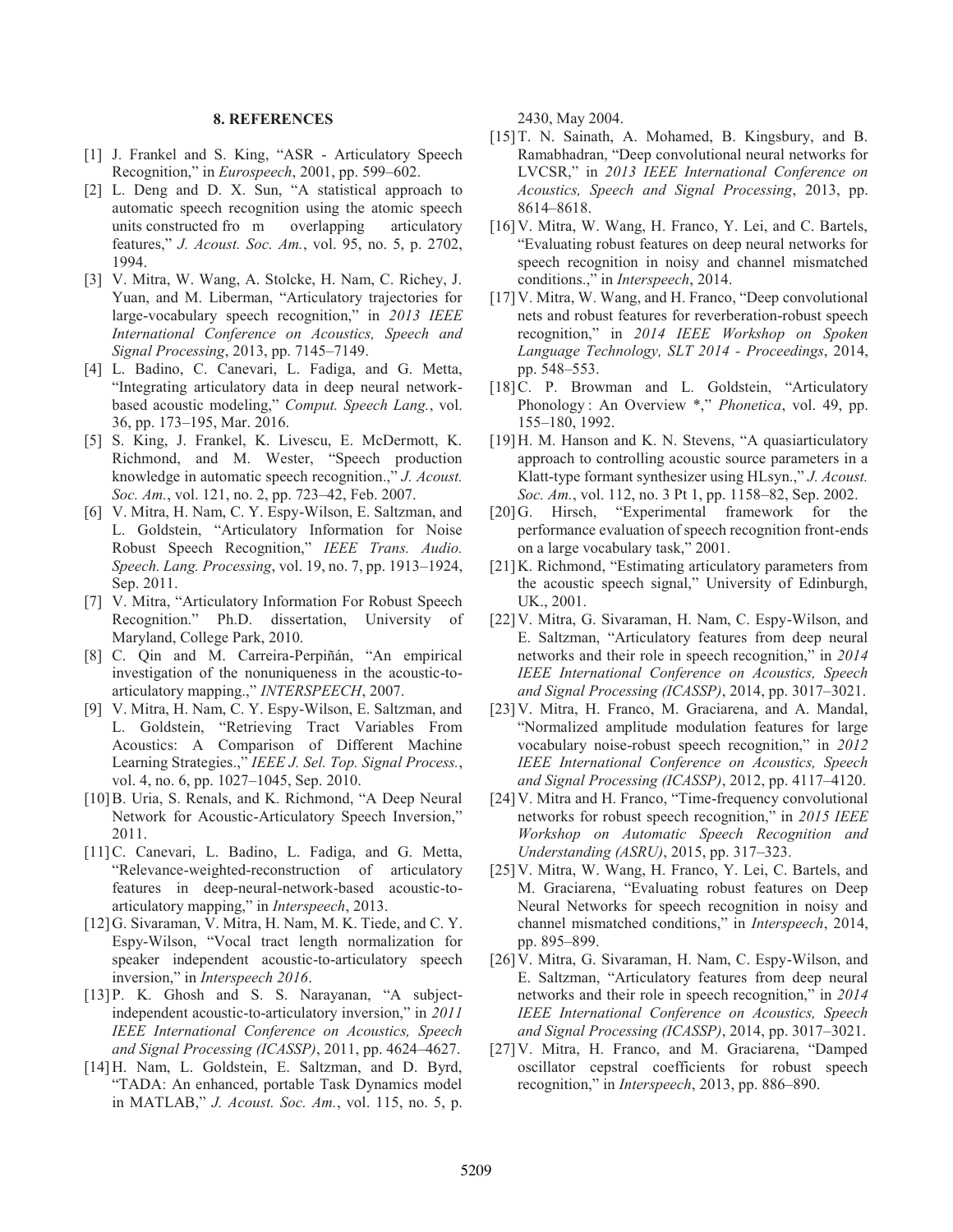## 8. REFERENCES

[1] J. Frankel and S. King, "ASR - Articulatory Speech Recognition," in *Eurospeech*, 2001, pp. 599–602.

[2] L. Deng and D. X. Sun, "A statistical approach to automatic speech recognition using the atomic speech units constructed fro m overlapping articulatory features," *J. Acoust. Soc. Am.*, vol. 95, no. 5, p. 2702, 1994.

[3] V. Mitra, W. Wang, A. Stolcke, H. Nam, C. Richey, J. Yuan, and M. Liberman, "Articulatory trajectories for large-vocabulary speech recognition," in *2013 IEEE International Conference on Acoustics, Speech and Signal Processing*, 2013, pp. 7145–7149.

[4] L. Badino, C. Canevari, L. Fadiga, and G. Metta, "Integrating articulatory data in deep neural network-based acoustic modeling," *Comput. Speech Lang.*, vol. 36, pp. 173–195, Mar. 2016.

[5] S. King, J. Frankel, K. Livescu, E. McDermott, K. Richmond, and M. Wester, "Speech production knowledge in automatic speech recognition.," *J. Acoust. Soc. Am.*, vol. 121, no. 2, pp. 723–42, Feb. 2007.

[6] V. Mitra, H. Nam, C. Y. Espy-Wilson, E. Saltzman, and L. Goldstein, "Articulatory Information for Noise Robust Speech Recognition," *IEEE Trans. Audio. Speech. Lang. Processing*, vol. 19, no. 7, pp. 1913–1924, Sep. 2011.

[7] V. Mitra, "Articulatory Information For Robust Speech Recognition." Ph.D. dissertation, University of Maryland, College Park, 2010.

[8] C. Qin and M. Carreira-Perpiñán, "An empirical investigation of the nonuniqueness in the acoustic-to-articulatory mapping.," *INTERSPEECH*, 2007.

[9] V. Mitra, H. Nam, C. Y. Espy-Wilson, E. Saltzman, and L. Goldstein, "Retrieving Tract Variables From Acoustics: A Comparison of Different Machine Learning Strategies.," *IEEE J. Sel. Top. Signal Process.*, vol. 4, no. 6, pp. 1027–1045, Sep. 2010.

[10] B. Uria, S. Renals, and K. Richmond, "A Deep Neural Network for Acoustic-Articulatory Speech Inversion," 2011.

[11] C. Canevari, L. Badino, L. Fadiga, and G. Metta, "Relevance-weighted-reconstruction of articulatory features in deep-neural-network-based acoustic-to-articulatory mapping," in *Interspeech*, 2013.

[12] G. Sivaraman, V. Mitra, H. Nam, M. K. Tiede, and C. Y. Espy-Wilson, "Vocal tract length normalization for speaker independent acoustic-to-articulatory speech inversion," in *Interspeech 2016*.

[13] P. K. Ghosh and S. S. Narayanan, "A subject-independent acoustic-to-articulatory inversion," in *2011 IEEE International Conference on Acoustics, Speech and Signal Processing (ICASSP)*, 2011, pp. 4624–4627.

[14] H. Nam, L. Goldstein, E. Saltzman, and D. Byrd, "TADA: An enhanced, portable Task Dynamics model in MATLAB," *J. Acoust. Soc. Am.*, vol. 115, no. 5, p. 2430, May 2004.

[15] T. N. Sainath, A. Mohamed, B. Kingsbury, and B. Ramabhadran, "Deep convolutional neural networks for LVCSR," in *2013 IEEE International Conference on Acoustics, Speech and Signal Processing*, 2013, pp. 8614–8618.

[16] V. Mitra, W. Wang, H. Franco, Y. Lei, and C. Bartels, "Evaluating robust features on deep neural networks for speech recognition in noisy and channel mismatched conditions.," in *Interspeech*, 2014.

[17] V. Mitra, W. Wang, and H. Franco, "Deep convolutional nets and robust features for reverberation-robust speech recognition," in *2014 IEEE Workshop on Spoken Language Technology, SLT 2014 - Proceedings*, 2014, pp. 548–553.

[18] C. P. Browman and L. Goldstein, "Articulatory Phonology : An Overview *," *Phonetica*, vol. 49, pp. 155–180, 1992.

[19] H. M. Hanson and K. N. Stevens, "A quasiarticulatory approach to controlling acoustic source parameters in a Klatt-type formant synthesizer using HLsyn.," *J. Acoust. Soc. Am.*, vol. 112, no. 3 Pt 1, pp. 1158–82, Sep. 2002.

[20] G. Hirsch, "Experimental framework for the performance evaluation of speech recognition front-ends on a large vocabulary task," 2001.

[21] K. Richmond, "Estimating articulatory parameters from the acoustic speech signal," University of Edinburgh, UK., 2001.

[22] V. Mitra, G. Sivaraman, H. Nam, C. Espy-Wilson, and E. Saltzman, "Articulatory features from deep neural networks and their role in speech recognition," in *2014 IEEE International Conference on Acoustics, Speech and Signal Processing (ICASSP)*, 2014, pp. 3017–3021.

[23] V. Mitra, H. Franco, M. Graciarena, and A. Mandal, "Normalized amplitude modulation features for large vocabulary noise-robust speech recognition," in *2012 IEEE International Conference on Acoustics, Speech and Signal Processing (ICASSP)*, 2012, pp. 4117–4120.

[24] V. Mitra and H. Franco, "Time-frequency convolutional networks for robust speech recognition," in *2015 IEEE Workshop on Automatic Speech Recognition and Understanding (ASRU)*, 2015, pp. 317–323.

[25] V. Mitra, W. Wang, H. Franco, Y. Lei, C. Bartels, and M. Graciarena, "Evaluating robust features on Deep Neural Networks for speech recognition in noisy and channel mismatched conditions," in *Interspeech*, 2014, pp. 895–899.

[26] V. Mitra, G. Sivaraman, H. Nam, C. Espy-Wilson, and E. Saltzman, "Articulatory features from deep neural networks and their role in speech recognition," in *2014 IEEE International Conference on Acoustics, Speech and Signal Processing (ICASSP)*, 2014, pp. 3017–3021.

[27] V. Mitra, H. Franco, and M. Graciarena, "Damped oscillator cepstral coefficients for robust speech recognition," in *Interspeech*, 2013, pp. 886–890.